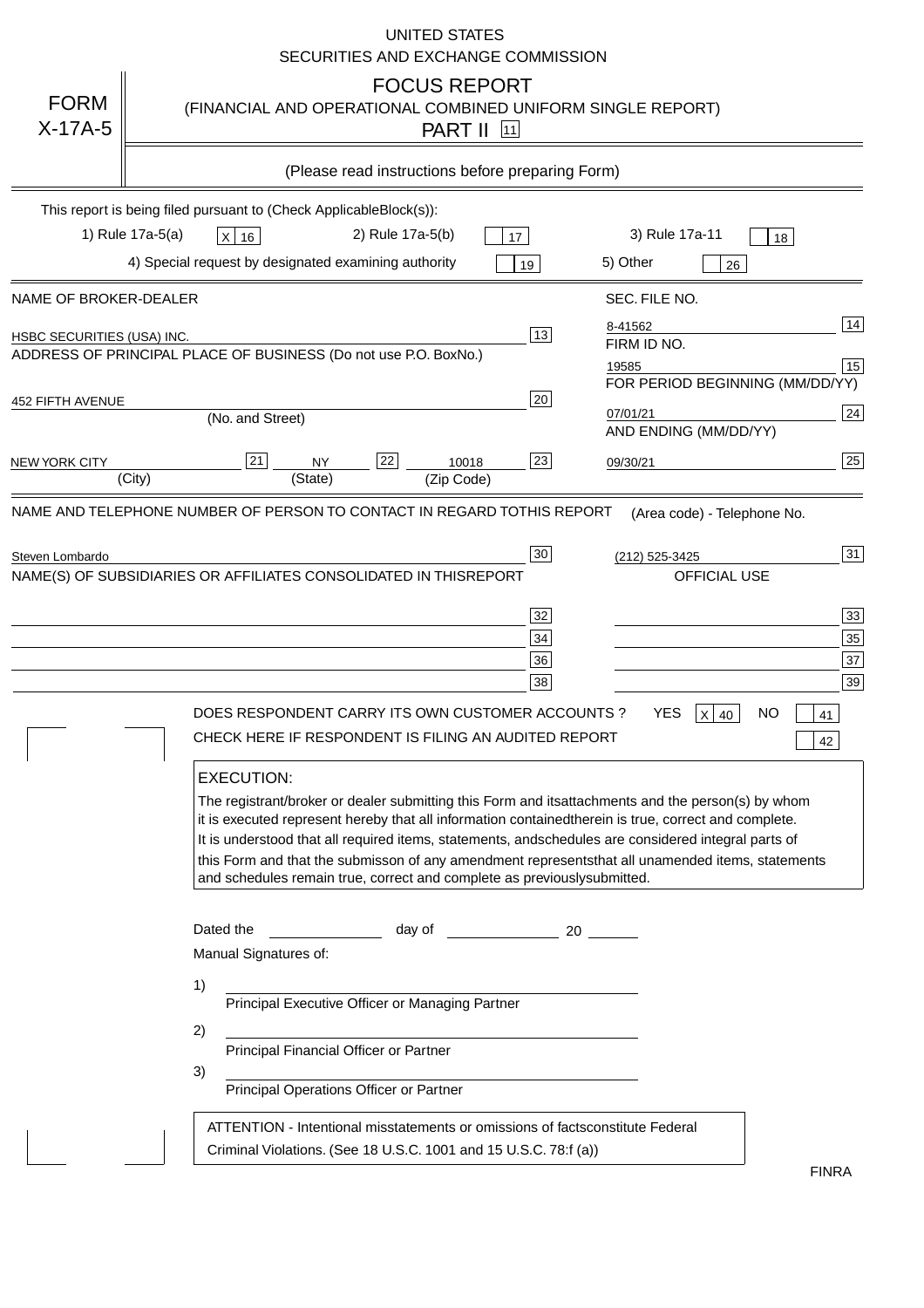UNITED STATES

SECURITIES AND EXCHANGE COMMISSION

# FORM X-17A-5

## FOCUS REPORT

(FINANCIAL AND OPERATIONAL COMBINED UNIFORM SINGLE REPORT)

PART II [11]

(Please read instructions before preparing Form)

This report is being filed pursuant to (Check ApplicableBlock(s)):

1) Rule 17a-5(a) [X] 16 2) Rule 17a-5(b) [ ] 17 3) Rule 17a-11 [ ] 18

4) Special request by designated examining authority [ ] 19 5) Other [ ] 26

| NAME OF BROKER-DEALER | | SEC. FILE NO. | |
|---|---|---|---|
| HSBC SECURITIES (USA) INC. | 13 | 8-41562 | 14 |
| ADDRESS OF PRINCIPAL PLACE OF BUSINESS (Do not use P.O. BoxNo.) | | FIRM ID NO. | |
| | | 19585 | 15 |
| 452 FIFTH AVENUE | 20 | FOR PERIOD BEGINNING (MM/DD/YY) | |
| (No. and Street) | | 07/01/21 | 24 |
| | | AND ENDING (MM/DD/YY) | |
| NEW YORK CITY [21] NY [22] 10018 | 23 | 09/30/21 | 25 |
| (City) (State) (Zip Code) | | | |

| NAME AND TELEPHONE NUMBER OF PERSON TO CONTACT IN REGARD TOTHIS REPORT | | (Area code) - Telephone No. | |
|---|---|---|---|
| Steven Lombardo | 30 | (212) 525-3425 | 31 |
| NAME(S) OF SUBSIDIARIES OR AFFILIATES CONSOLIDATED IN THISREPORT | | OFFICIAL USE | |
| | 32 | | 33 |
| | 34 | | 35 |
| | 36 | | 37 |
| | 38 | | 39 |

DOES RESPONDENT CARRY ITS OWN CUSTOMER ACCOUNTS ? YES [X] 40 NO [ ] 41

CHECK HERE IF RESPONDENT IS FILING AN AUDITED REPORT [ ] 42

**EXECUTION:**

The registrant/broker or dealer submitting this Form and itsattachments and the person(s) by whom it is executed represent hereby that all information containedtherein is true, correct and complete. It is understood that all required items, statements, andschedules are considered integral parts of this Form and that the submisson of any amendment representsthat all unamended items, statements and schedules remain true, correct and complete as previouslysubmitted.

Dated the ______________ day of ______________ 20 ______

Manual Signatures of:

1) ________________________________________
Principal Executive Officer or Managing Partner

2) ________________________________________
Principal Financial Officer or Partner

3) ________________________________________
Principal Operations Officer or Partner

ATTENTION - Intentional misstatements or omissions of factsconstitute Federal Criminal Violations. (See 18 U.S.C. 1001 and 15 U.S.C. 78:f (a))

FINRA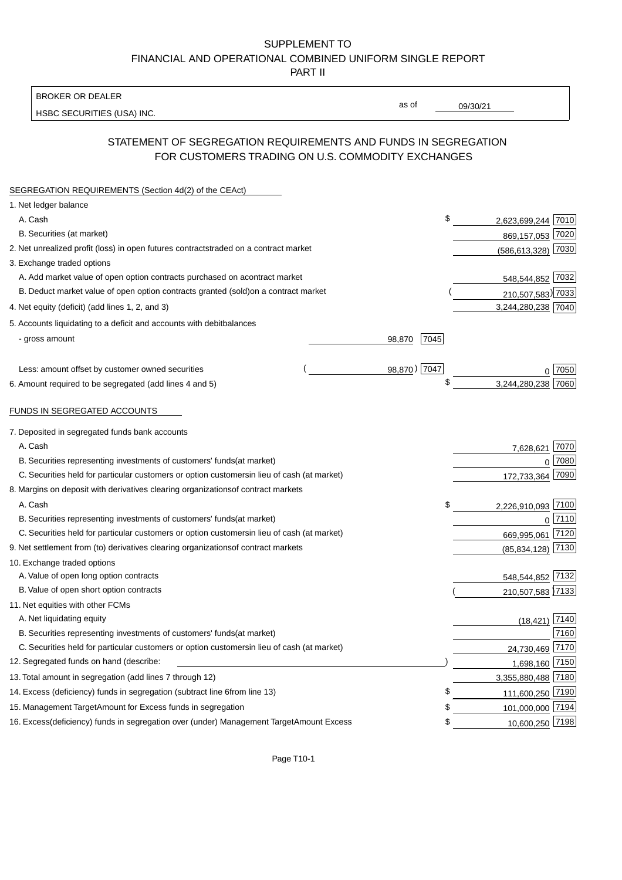SUPPLEMENT TO
FINANCIAL AND OPERATIONAL COMBINED UNIFORM SINGLE REPORT
PART II

BROKER OR DEALER
HSBC SECURITIES (USA) INC.

as of 09/30/21

## STATEMENT OF SEGREGATION REQUIREMENTS AND FUNDS IN SEGREGATION FOR CUSTOMERS TRADING ON U.S. COMMODITY EXCHANGES

SEGREGATION REQUIREMENTS (Section 4d(2) of the CEAct)

| | | | | |
|---|---|---|---|---|
| 1. Net ledger balance | | | | |
| A. Cash | | | $ 2,623,699,244 | 7010 |
| B. Securities (at market) | | | 869,157,053 | 7020 |
| 2. Net unrealized profit (loss) in open futures contracts traded on a contract market | | | (586,613,328) | 7030 |
| 3. Exchange traded options | | | | |
| A. Add market value of open option contracts purchased on a contract market | | | 548,544,852 | 7032 |
| B. Deduct market value of open option contracts granted (sold) on a contract market | | | (210,507,583) | 7033 |
| 4. Net equity (deficit) (add lines 1, 2, and 3) | | | 3,244,280,238 | 7040 |
| 5. Accounts liquidating to a deficit and accounts with debit balances | | | | |
| - gross amount | 98,870 | 7045 | | |
| Less: amount offset by customer owned securities | (98,870) | 7047 | 0 | 7050 |
| 6. Amount required to be segregated (add lines 4 and 5) | | | $ 3,244,280,238 | 7060 |

FUNDS IN SEGREGATED ACCOUNTS

| | | |
|---|---|---|
| 7. Deposited in segregated funds bank accounts | | |
| A. Cash | 7,628,621 | 7070 |
| B. Securities representing investments of customers' funds (at market) | 0 | 7080 |
| C. Securities held for particular customers or option customers in lieu of cash (at market) | 172,733,364 | 7090 |
| 8. Margins on deposit with derivatives clearing organizations of contract markets | | |
| A. Cash | $ 2,226,910,093 | 7100 |
| B. Securities representing investments of customers' funds (at market) | 0 | 7110 |
| C. Securities held for particular customers or option customers in lieu of cash (at market) | 669,995,061 | 7120 |
| 9. Net settlement from (to) derivatives clearing organizations of contract markets | (85,834,128) | 7130 |
| 10. Exchange traded options | | |
| A. Value of open long option contracts | 548,544,852 | 7132 |
| B. Value of open short option contracts | (210,507,583) | 7133 |
| 11. Net equities with other FCMs | | |
| A. Net liquidating equity | (18,421) | 7140 |
| B. Securities representing investments of customers' funds (at market) | | 7160 |
| C. Securities held for particular customers or option customers in lieu of cash (at market) | 24,730,469 | 7170 |
| 12. Segregated funds on hand (describe: ) | 1,698,160 | 7150 |
| 13. Total amount in segregation (add lines 7 through 12) | 3,355,880,488 | 7180 |
| 14. Excess (deficiency) funds in segregation (subtract line 6 from line 13) | $ 111,600,250 | 7190 |
| 15. Management Target Amount for Excess funds in segregation | $ 101,000,000 | 7194 |
| 16. Excess (deficiency) funds in segregation over (under) Management Target Amount Excess | $ 10,600,250 | 7198 |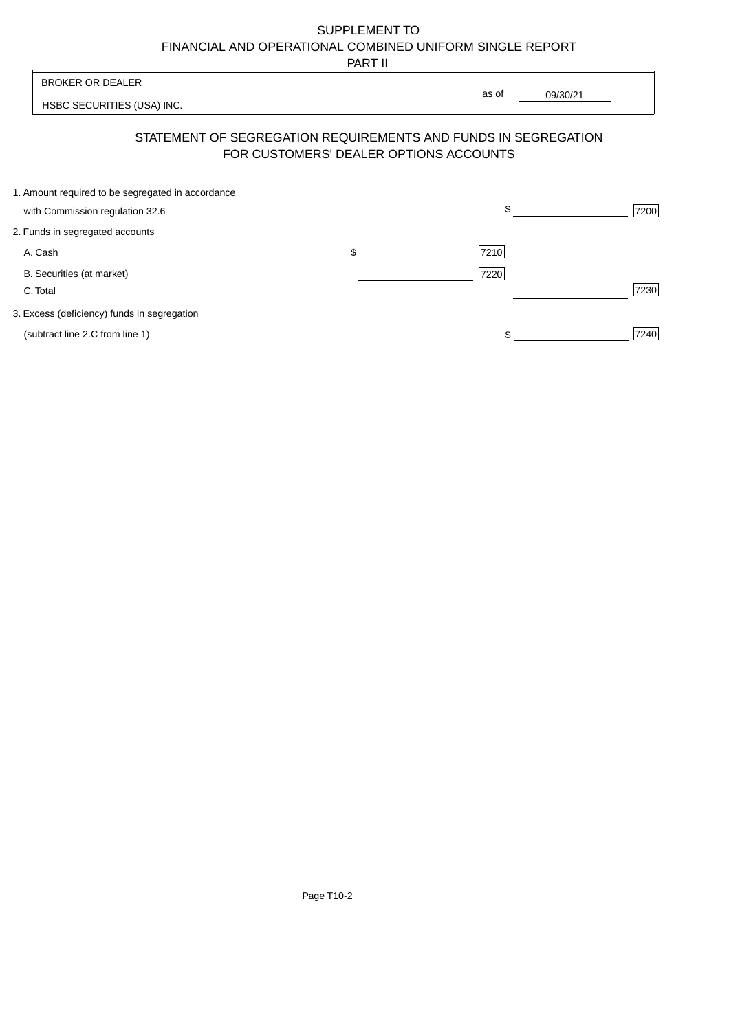# SUPPLEMENT TO
# FINANCIAL AND OPERATIONAL COMBINED UNIFORM SINGLE REPORT
## PART II

BROKER OR DEALER

HSBC SECURITIES (USA) INC.

as of 09/30/21

## STATEMENT OF SEGREGATION REQUIREMENTS AND FUNDS IN SEGREGATION FOR CUSTOMERS' DEALER OPTIONS ACCOUNTS

| | | | | |
|---|---|---|---|---|
| 1. Amount required to be segregated in accordance with Commission regulation 32.6 | | | $ | 7200 |
| 2. Funds in segregated accounts | | | | |
| A. Cash | $ | 7210 | | |
| B. Securities (at market) | | 7220 | | |
| C. Total | | | | 7230 |
| 3. Excess (deficiency) funds in segregation (subtract line 2.C from line 1) | | | $ | 7240 |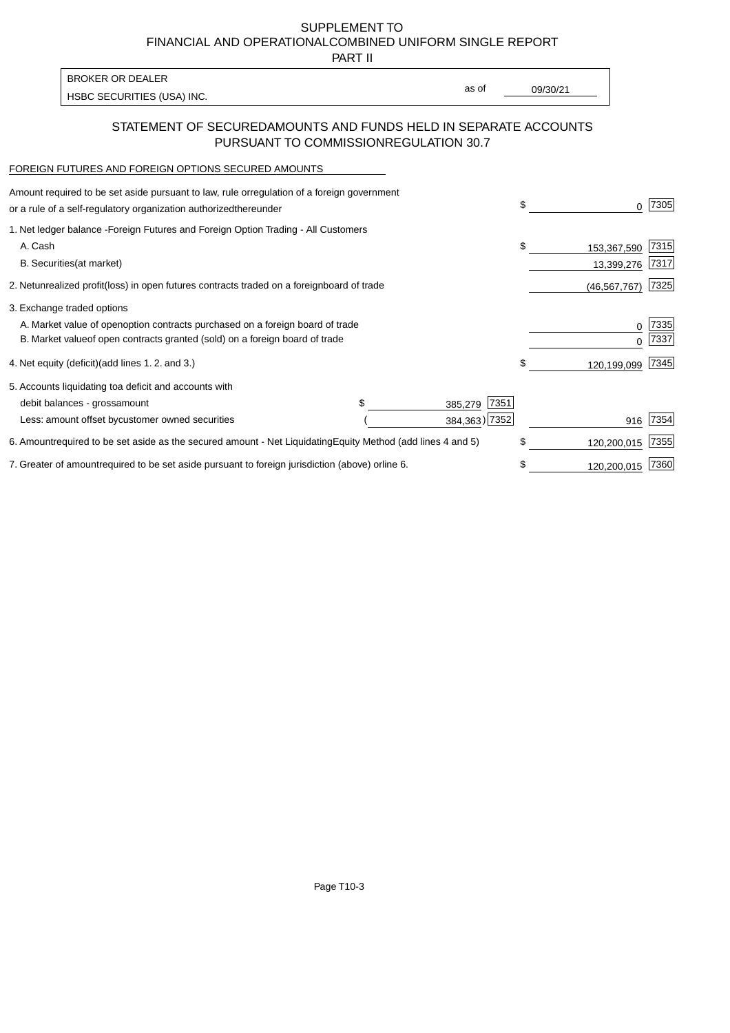SUPPLEMENT TO
FINANCIAL AND OPERATIONALCOMBINED UNIFORM SINGLE REPORT
PART II

BROKER OR DEALER
HSBC SECURITIES (USA) INC.

as of 09/30/21

## STATEMENT OF SECUREDAMOUNTS AND FUNDS HELD IN SEPARATE ACCOUNTS PURSUANT TO COMMISSIONREGULATION 30.7

FOREIGN FUTURES AND FOREIGN OPTIONS SECURED AMOUNTS

| | | | | |
|---|---|---|---|---|
| Amount required to be set aside pursuant to law, rule orregulation of a foreign government or a rule of a self-regulatory organization authorizedthereunder | | | $ 0 | 7305 |
| 1. Net ledger balance -Foreign Futures and Foreign Option Trading - All Customers | | | | |
| A. Cash | | | $ 153,367,590 | 7315 |
| B. Securities(at market) | | | 13,399,276 | 7317 |
| 2. Netunrealized profit(loss) in open futures contracts traded on a foreignboard of trade | | | (46,567,767) | 7325 |
| 3. Exchange traded options | | | | |
| A. Market value of openoption contracts purchased on a foreign board of trade | | | 0 | 7335 |
| B. Market valueof open contracts granted (sold) on a foreign board of trade | | | 0 | 7337 |
| 4. Net equity (deficit)(add lines 1. 2. and 3.) | | | $ 120,199,099 | 7345 |
| 5. Accounts liquidating toa deficit and accounts with | | | | |
| debit balances - grossamount | $ 385,279 | 7351 | | |
| Less: amount offset bycustomer owned securities | ( 384,363) | 7352 | 916 | 7354 |
| 6. Amountrequired to be set aside as the secured amount - Net LiquidatingEquity Method (add lines 4 and 5) | | | $ 120,200,015 | 7355 |
| 7. Greater of amountrequired to be set aside pursuant to foreign jurisdiction (above) orline 6. | | | $ 120,200,015 | 7360 |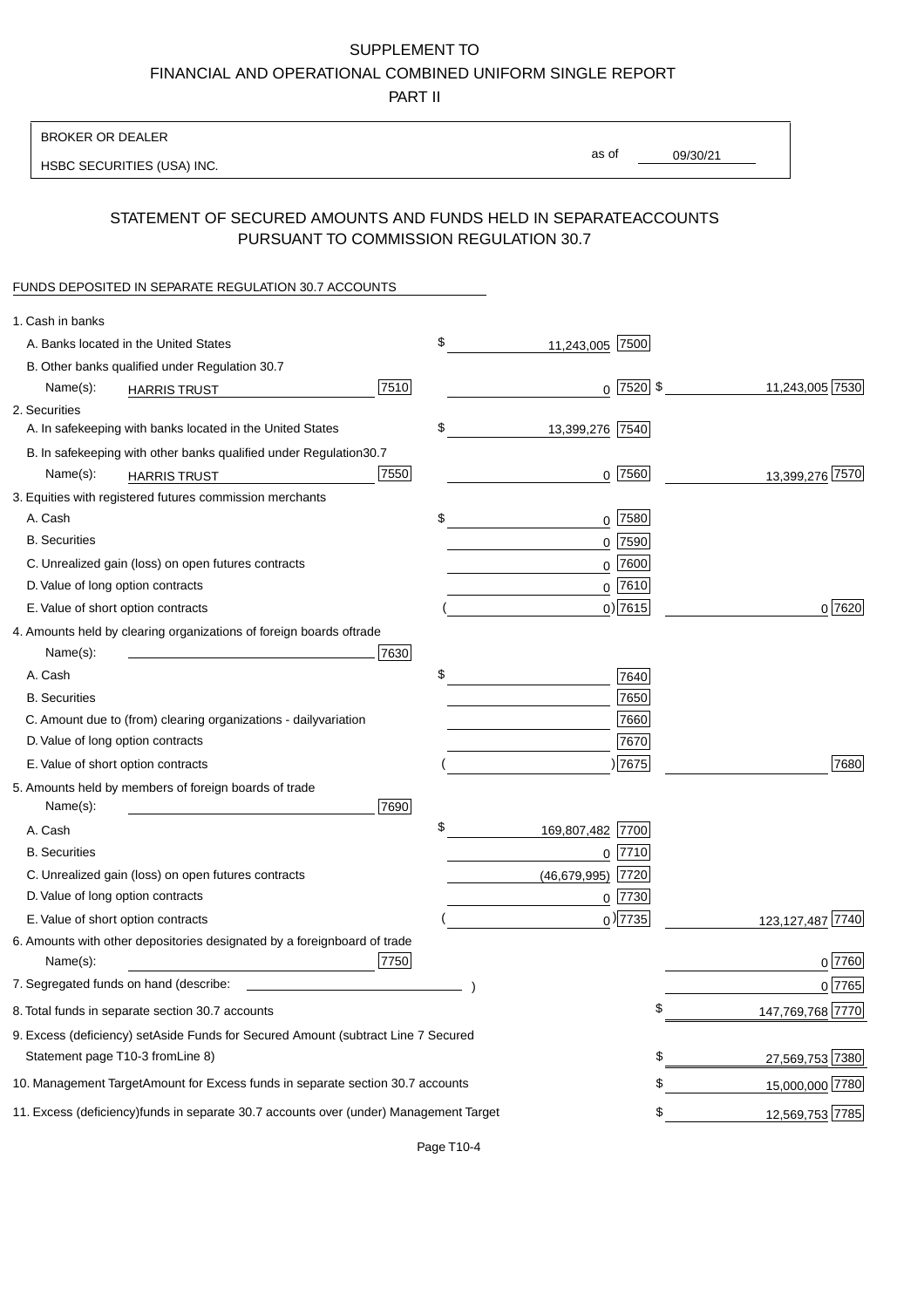# SUPPLEMENT TO
# FINANCIAL AND OPERATIONAL COMBINED UNIFORM SINGLE REPORT
# PART II

BROKER OR DEALER

HSBC SECURITIES (USA) INC.

as of 09/30/21

## STATEMENT OF SECURED AMOUNTS AND FUNDS HELD IN SEPARATE ACCOUNTS PURSUANT TO COMMISSION REGULATION 30.7

FUNDS DEPOSITED IN SEPARATE REGULATION 30.7 ACCOUNTS

| | | | |
|---|---|---|---|
| 1. Cash in banks | | | |
| A. Banks located in the United States | | $ 11,243,005 [7500] | |
| B. Other banks qualified under Regulation 30.7 | | | |
| Name(s): HARRIS TRUST | [7510] | 0 [7520] | $ 11,243,005 [7530] |
| 2. Securities | | | |
| A. In safekeeping with banks located in the United States | | $ 13,399,276 [7540] | |
| B. In safekeeping with other banks qualified under Regulation 30.7 | | | |
| Name(s): HARRIS TRUST | [7550] | 0 [7560] | 13,399,276 [7570] |
| 3. Equities with registered futures commission merchants | | | |
| A. Cash | | $ 0 [7580] | |
| B. Securities | | 0 [7590] | |
| C. Unrealized gain (loss) on open futures contracts | | 0 [7600] | |
| D. Value of long option contracts | | 0 [7610] | |
| E. Value of short option contracts | | ( 0) [7615] | 0 [7620] |
| 4. Amounts held by clearing organizations of foreign boards of trade | | | |
| Name(s): | [7630] | | |
| A. Cash | | $ [7640] | |
| B. Securities | | [7650] | |
| C. Amount due to (from) clearing organizations - daily variation | | [7660] | |
| D. Value of long option contracts | | [7670] | |
| E. Value of short option contracts | | ( ) [7675] | [7680] |
| 5. Amounts held by members of foreign boards of trade | | | |
| Name(s): | [7690] | | |
| A. Cash | | $ 169,807,482 [7700] | |
| B. Securities | | 0 [7710] | |
| C. Unrealized gain (loss) on open futures contracts | | (46,679,995) [7720] | |
| D. Value of long option contracts | | 0 [7730] | |
| E. Value of short option contracts | | ( 0) [7735] | 123,127,487 [7740] |
| 6. Amounts with other depositories designated by a foreign board of trade | | | |
| Name(s): | [7750] | | 0 [7760] |
| 7. Segregated funds on hand (describe: ) | | | 0 [7765] |
| 8. Total funds in separate section 30.7 accounts | | | $ 147,769,768 [7770] |
| 9. Excess (deficiency) set Aside Funds for Secured Amount (subtract Line 7 Secured Statement page T10-3 from Line 8) | | | $ 27,569,753 [7380] |
| 10. Management Target Amount for Excess funds in separate section 30.7 accounts | | | $ 15,000,000 [7780] |
| 11. Excess (deficiency) funds in separate 30.7 accounts over (under) Management Target | | | $ 12,569,753 [7785] |

Page T10-4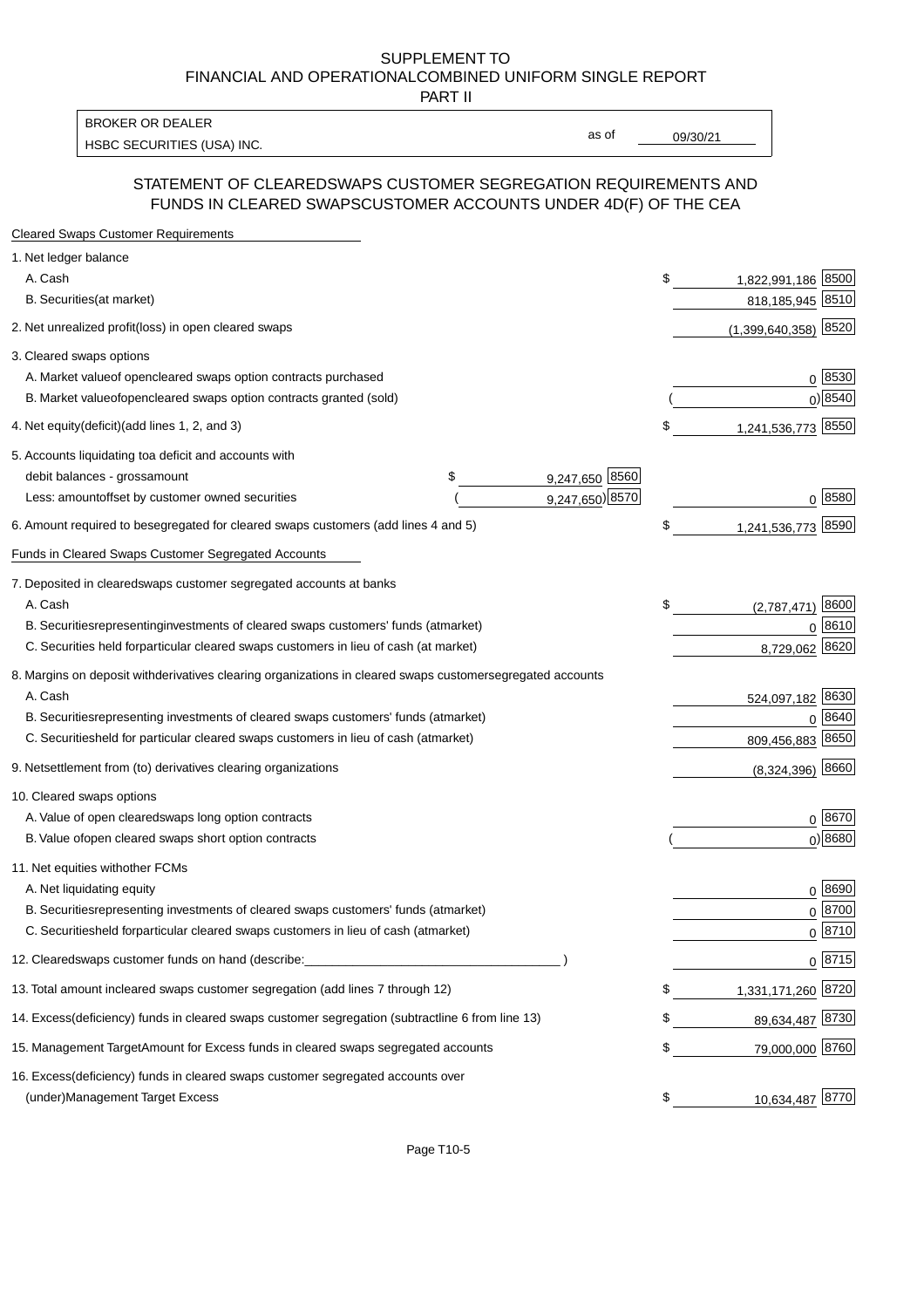# SUPPLEMENT TO FINANCIAL AND OPERATIONALCOMBINED UNIFORM SINGLE REPORT PART II

| BROKER OR DEALER | | |
|---|---|---|
| HSBC SECURITIES (USA) INC. | as of | 09/30/21 |

## STATEMENT OF CLEAREDSWAPS CUSTOMER SEGREGATION REQUIREMENTS AND FUNDS IN CLEARED SWAPSCUSTOMER ACCOUNTS UNDER 4D(F) OF THE CEA

| Cleared Swaps Customer Requirements | | | |
|---|---|---|---|
| 1. Net ledger balance | | | |
| A. Cash | | $ 1,822,991,186 | 8500 |
| B. Securities(at market) | | 818,185,945 | 8510 |
| 2. Net unrealized profit(loss) in open cleared swaps | | (1,399,640,358) | 8520 |
| 3. Cleared swaps options | | | |
| A. Market valueof opencleared swaps option contracts purchased | | 0 | 8530 |
| B. Market valueofopencleared swaps option contracts granted (sold) | | ( 0) | 8540 |
| 4. Net equity(deficit)(add lines 1, 2, and 3) | | $ 1,241,536,773 | 8550 |
| 5. Accounts liquidating toa deficit and accounts with | | | |
| debit balances - grossamount | $ 9,247,650 8560 | | |
| Less: amountoffset by customer owned securities | ( 9,247,650) 8570 | 0 | 8580 |
| 6. Amount required to besegregated for cleared swaps customers (add lines 4 and 5) | | $ 1,241,536,773 | 8590 |
| **Funds in Cleared Swaps Customer Segregated Accounts** | | | |
| 7. Deposited in clearedswaps customer segregated accounts at banks | | | |
| A. Cash | | $ (2,787,471) | 8600 |
| B. Securitiesrepresentinginvestments of cleared swaps customers' funds (atmarket) | | 0 | 8610 |
| C. Securities held forparticular cleared swaps customers in lieu of cash (at market) | | 8,729,062 | 8620 |
| 8. Margins on deposit withderivatives clearing organizations in cleared swaps customersegregated accounts | | | |
| A. Cash | | 524,097,182 | 8630 |
| B. Securitiesrepresenting investments of cleared swaps customers' funds (atmarket) | | 0 | 8640 |
| C. Securitiesheld for particular cleared swaps customers in lieu of cash (atmarket) | | 809,456,883 | 8650 |
| 9. Netsettlement from (to) derivatives clearing organizations | | (8,324,396) | 8660 |
| 10. Cleared swaps options | | | |
| A. Value of open clearedswaps long option contracts | | 0 | 8670 |
| B. Value ofopen cleared swaps short option contracts | | ( 0) | 8680 |
| 11. Net equities withother FCMs | | | |
| A. Net liquidating equity | | 0 | 8690 |
| B. Securitiesrepresenting investments of cleared swaps customers' funds (atmarket) | | 0 | 8700 |
| C. Securitiesheld forparticular cleared swaps customers in lieu of cash (atmarket) | | 0 | 8710 |
| 12. Clearedswaps customer funds on hand (describe:___ ) | | 0 | 8715 |
| 13. Total amount incleared swaps customer segregation (add lines 7 through 12) | | $ 1,331,171,260 | 8720 |
| 14. Excess(deficiency) funds in cleared swaps customer segregation (subtractline 6 from line 13) | | $ 89,634,487 | 8730 |
| 15. Management TargetAmount for Excess funds in cleared swaps segregated accounts | | $ 79,000,000 | 8760 |
| 16. Excess(deficiency) funds in cleared swaps customer segregated accounts over (under)Management Target Excess | | $ 10,634,487 | 8770 |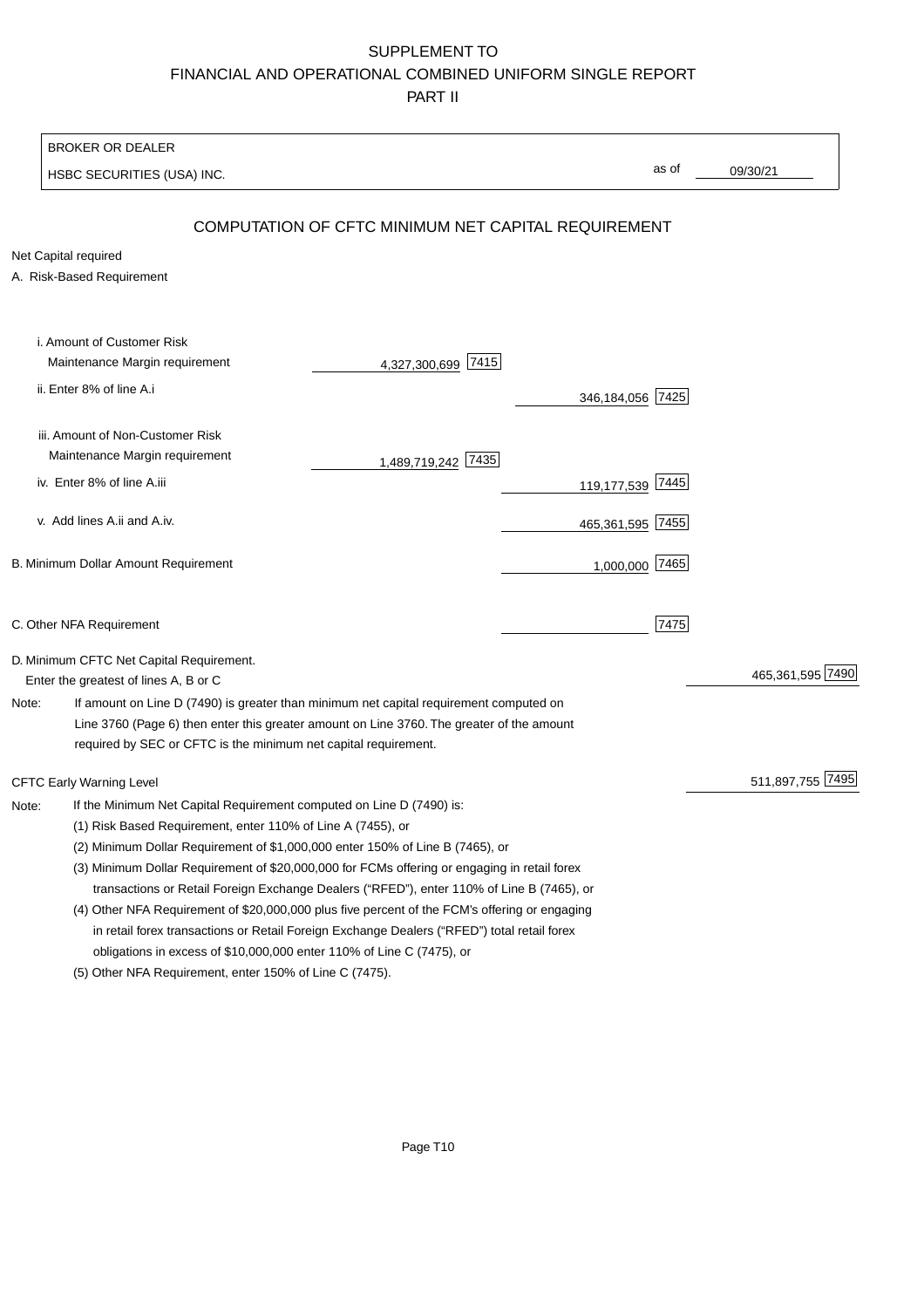# SUPPLEMENT TO
# FINANCIAL AND OPERATIONAL COMBINED UNIFORM SINGLE REPORT
# PART II

| | |
|---|---|
| BROKER OR DEALER | |
| HSBC SECURITIES (USA) INC. | as of 09/30/21 |

## COMPUTATION OF CFTC MINIMUM NET CAPITAL REQUIREMENT

Net Capital required

A. Risk-Based Requirement

| | | | |
|---|---|---|---|
| i. Amount of Customer Risk Maintenance Margin requirement | 4,327,300,699 [7415] | | |
| ii. Enter 8% of line A.i | | 346,184,056 [7425] | |
| iii. Amount of Non-Customer Risk Maintenance Margin requirement | 1,489,719,242 [7435] | | |
| iv. Enter 8% of line A.iii | | 119,177,539 [7445] | |
| v. Add lines A.ii and A.iv. | | 465,361,595 [7455] | |
| B. Minimum Dollar Amount Requirement | | 1,000,000 [7465] | |
| C. Other NFA Requirement | | [7475] | |
| D. Minimum CFTC Net Capital Requirement. Enter the greatest of lines A, B or C | | | 465,361,595 [7490] |

Note: If amount on Line D (7490) is greater than minimum net capital requirement computed on Line 3760 (Page 6) then enter this greater amount on Line 3760. The greater of the amount required by SEC or CFTC is the minimum net capital requirement.

CFTC Early Warning Level 511,897,755 [7495]

Note: If the Minimum Net Capital Requirement computed on Line D (7490) is:

(1) Risk Based Requirement, enter 110% of Line A (7455), or

(2) Minimum Dollar Requirement of $1,000,000 enter 150% of Line B (7465), or

(3) Minimum Dollar Requirement of $20,000,000 for FCMs offering or engaging in retail forex transactions or Retail Foreign Exchange Dealers ("RFED"), enter 110% of Line B (7465), or

(4) Other NFA Requirement of $20,000,000 plus five percent of the FCM's offering or engaging in retail forex transactions or Retail Foreign Exchange Dealers ("RFED") total retail forex obligations in excess of $10,000,000 enter 110% of Line C (7475), or

(5) Other NFA Requirement, enter 150% of Line C (7475).